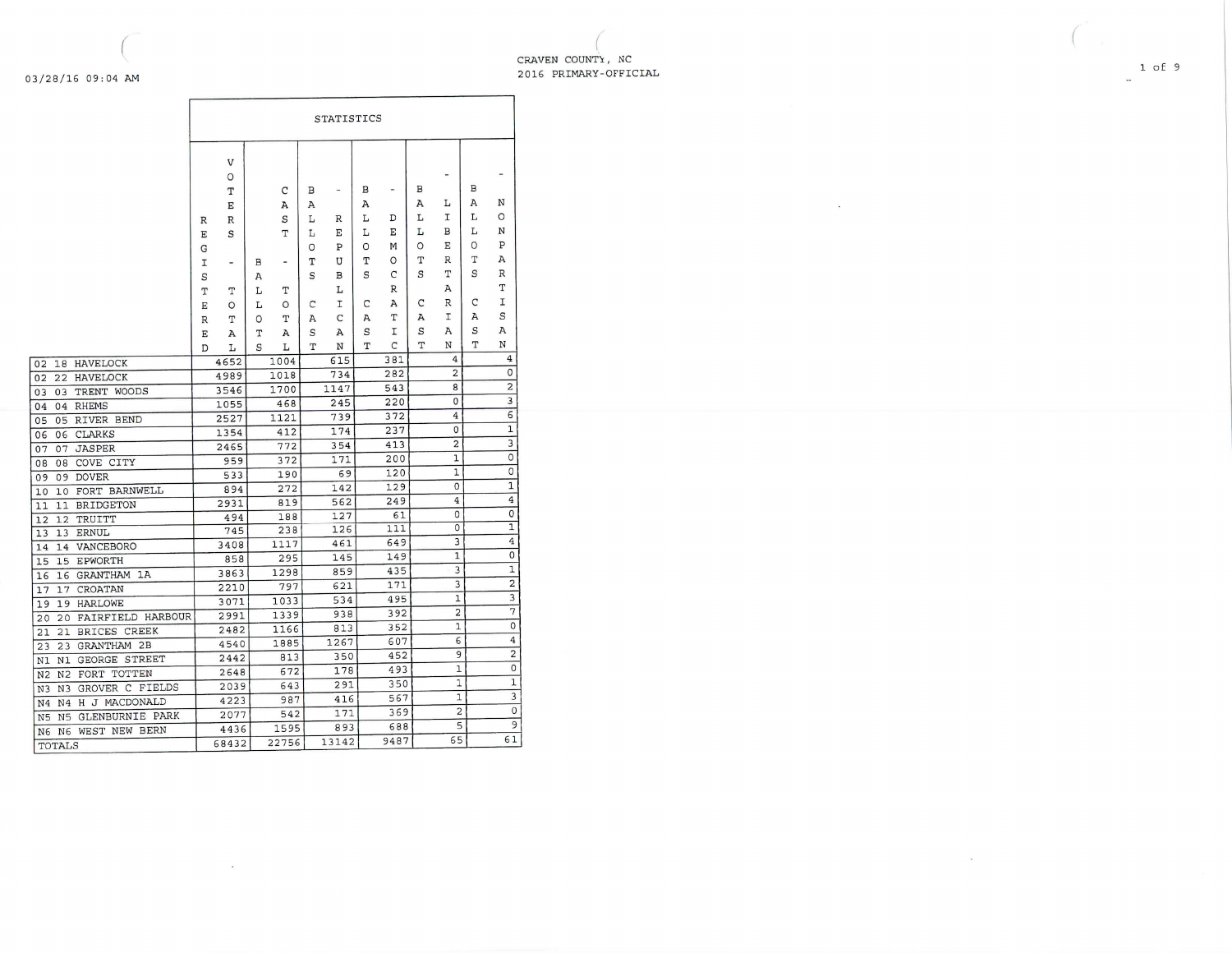CRAVEN COUNTY, NC
2016 PRIMARY-OFFICIAL

03/28/16 09:04 AM

| | STATISTICS | | | | | |
|---|---|---|---|---|---|---|
| | REGISTERED | VOTERS - TOTAL | BALLOTS CAST - TOTAL | BALLOTS CAST - REPUBLICAN | BALLOTS CAST - DEMOCRATIC | BALLOTS CAST - LIBERTARIAN | BALLOTS CAST - NONPARTISAN |
| 02 18 HAVELOCK | 4652 | 1004 | 615 | 381 | 4 | 4 |
| 02 22 HAVELOCK | 4989 | 1018 | 734 | 282 | 2 | 0 |
| 03 03 TRENT WOODS | 3546 | 1700 | 1147 | 543 | 8 | 2 |
| 04 04 RHEMS | 1055 | 468 | 245 | 220 | 0 | 3 |
| 05 05 RIVER BEND | 2527 | 1121 | 739 | 372 | 4 | 6 |
| 06 06 CLARKS | 1354 | 412 | 174 | 237 | 0 | 1 |
| 07 07 JASPER | 2465 | 772 | 354 | 413 | 2 | 3 |
| 08 08 COVE CITY | 959 | 372 | 171 | 200 | 1 | 0 |
| 09 09 DOVER | 533 | 190 | 69 | 120 | 1 | 0 |
| 10 10 FORT BARNWELL | 894 | 272 | 142 | 129 | 0 | 1 |
| 11 11 BRIDGETON | 2931 | 819 | 562 | 249 | 4 | 4 |
| 12 12 TRUITT | 494 | 188 | 127 | 61 | 0 | 0 |
| 13 13 ERNUL | 745 | 238 | 126 | 111 | 0 | 1 |
| 14 14 VANCEBORO | 3408 | 1117 | 461 | 649 | 3 | 4 |
| 15 15 EPWORTH | 858 | 295 | 145 | 149 | 1 | 0 |
| 16 16 GRANTHAM 1A | 3863 | 1298 | 859 | 435 | 3 | 1 |
| 17 17 CROATAN | 2210 | 797 | 621 | 171 | 3 | 2 |
| 19 19 HARLOWE | 3071 | 1033 | 534 | 495 | 1 | 3 |
| 20 20 FAIRFIELD HARBOUR | 2991 | 1339 | 938 | 392 | 2 | 7 |
| 21 21 BRICES CREEK | 2482 | 1166 | 813 | 352 | 1 | 0 |
| 23 23 GRANTHAM 2B | 4540 | 1885 | 1267 | 607 | 6 | 4 |
| N1 N1 GEORGE STREET | 2442 | 813 | 350 | 452 | 9 | 2 |
| N2 N2 FORT TOTTEN | 2648 | 672 | 178 | 493 | 1 | 0 |
| N3 N3 GROVER C FIELDS | 2039 | 643 | 291 | 350 | 1 | 1 |
| N4 N4 H J MACDONALD | 4223 | 987 | 416 | 567 | 1 | 3 |
| N5 N5 GLENBURNIE PARK | 2077 | 542 | 171 | 369 | 2 | 0 |
| N6 N6 WEST NEW BERN | 4436 | 1595 | 893 | 688 | 5 | 9 |
| TOTALS | 68432 | 22756 | 13142 | 9487 | 65 | 61 |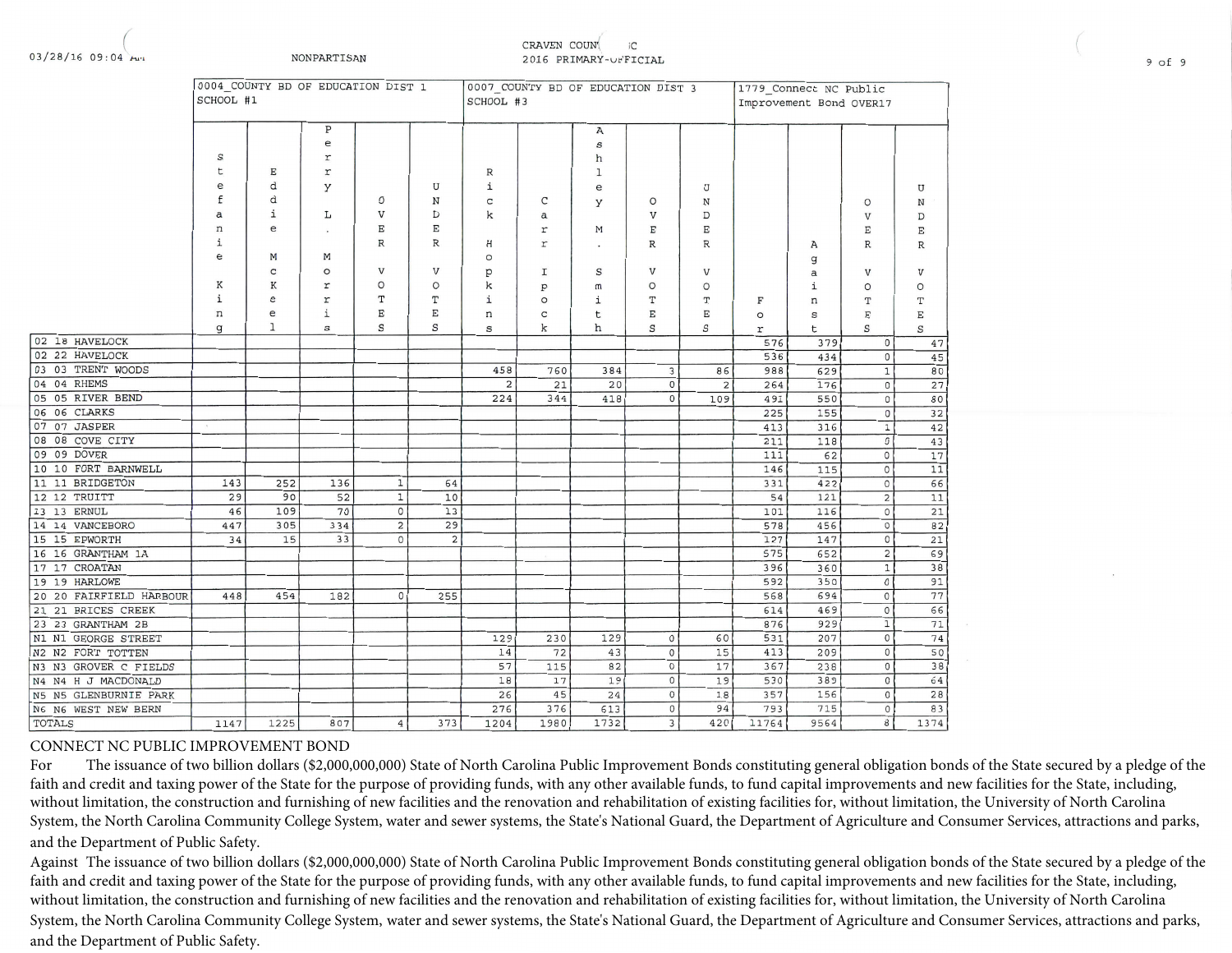03/28/16 09:04 AM

NONPARTISAN

CRAVEN COUNTY NC
2016 PRIMARY-OFFICIAL

| | 0004_COUNTY BD OF EDUCATION DIST 1 SCHOOL #1 | | | | | 0007_COUNTY BD OF EDUCATION DIST 3 SCHOOL #3 | | | | | 1779_Connect NC Public Improvement Bond OVER17 | | | |
|---|---|---|---|---|---|---|---|---|---|---|---|---|---|---|
| | Stefanie King | Eddie McKeel | Perry L. Morris | OVER VOTES | UNDER VOTES | Rick Hopkins | Carr Ipock | Ashley M. Smith | OVER VOTES | UNDER VOTES | For | Against | OVER VOTES | UNDER VOTES |
| 02 18 HAVELOCK | | | | | | | | | | | 576 | 379 | 0 | 47 |
| 02 22 HAVELOCK | | | | | | | | | | | 536 | 434 | 0 | 45 |
| 03 03 TRENT WOODS | | | | | | 458 | 760 | 384 | 3 | 86 | 988 | 629 | 1 | 80 |
| 04 04 RHEMS | | | | | | 2 | 21 | 20 | 0 | 2 | 264 | 176 | 0 | 27 |
| 05 05 RIVER BEND | | | | | | 224 | 344 | 418 | 0 | 109 | 491 | 550 | 0 | 80 |
| 06 06 CLARKS | | | | | | | | | | | 225 | 155 | 0 | 32 |
| 07 07 JASPER | | | | | | | | | | | 413 | 316 | 1 | 42 |
| 08 08 COVE CITY | | | | | | | | | | | 211 | 118 | 0 | 43 |
| 09 09 DOVER | | | | | | | | | | | 111 | 62 | 0 | 17 |
| 10 10 FORT BARNWELL | | | | | | | | | | | 146 | 115 | 0 | 11 |
| 11 11 BRIDGETON | 143 | 252 | 136 | 1 | 64 | | | | | | 331 | 422 | 0 | 66 |
| 12 12 TRUITT | 29 | 90 | 52 | 1 | 10 | | | | | | 54 | 121 | 2 | 11 |
| 13 13 ERNUL | 46 | 109 | 70 | 0 | 13 | | | | | | 101 | 116 | 0 | 21 |
| 14 14 VANCEBORO | 447 | 305 | 334 | 2 | 29 | | | | | | 578 | 456 | 0 | 82 |
| 15 15 EPWORTH | 34 | 15 | 33 | 0 | 2 | | | | | | 127 | 147 | 0 | 21 |
| 16 16 GRANTHAM 1A | | | | | | | | | | | 575 | 652 | 2 | 69 |
| 17 17 CROATAN | | | | | | | | | | | 396 | 360 | 1 | 38 |
| 19 19 HARLOWE | | | | | | | | | | | 592 | 350 | 0 | 91 |
| 20 20 FAIRFIELD HARBOUR | 448 | 454 | 182 | 0 | 255 | | | | | | 568 | 694 | 0 | 77 |
| 21 21 BRICES CREEK | | | | | | | | | | | 614 | 469 | 0 | 66 |
| 23 23 GRANTHAM 2B | | | | | | | | | | | 876 | 929 | 1 | 71 |
| N1 N1 GEORGE STREET | | | | | | 129 | 230 | 129 | 0 | 60 | 531 | 207 | 0 | 74 |
| N2 N2 FORT TOTTEN | | | | | | 14 | 72 | 43 | 0 | 15 | 413 | 209 | 0 | 50 |
| N3 N3 GROVER C FIELDS | | | | | | 57 | 115 | 82 | 0 | 17 | 367 | 238 | 0 | 38 |
| N4 N4 H J MACDONALD | | | | | | 18 | 17 | 19 | 0 | 19 | 530 | 389 | 0 | 64 |
| N5 N5 GLENBURNIE PARK | | | | | | 26 | 45 | 24 | 0 | 18 | 357 | 156 | 0 | 28 |
| N6 N6 WEST NEW BERN | | | | | | 276 | 376 | 613 | 0 | 94 | 793 | 715 | 0 | 83 |
| TOTALS | 1147 | 1225 | 807 | 4 | 373 | 1204 | 1980 | 1732 | 3 | 420 | 11764 | 9564 | 8 | 1374 |

CONNECT NC PUBLIC IMPROVEMENT BOND

For The issuance of two billion dollars ($2,000,000,000) State of North Carolina Public Improvement Bonds constituting general obligation bonds of the State secured by a pledge of the faith and credit and taxing power of the State for the purpose of providing funds, with any other available funds, to fund capital improvements and new facilities for the State, including, without limitation, the construction and furnishing of new facilities and the renovation and rehabilitation of existing facilities for, without limitation, the University of North Carolina System, the North Carolina Community College System, water and sewer systems, the State's National Guard, the Department of Agriculture and Consumer Services, attractions and parks, and the Department of Public Safety.

Against The issuance of two billion dollars ($2,000,000,000) State of North Carolina Public Improvement Bonds constituting general obligation bonds of the State secured by a pledge of the faith and credit and taxing power of the State for the purpose of providing funds, with any other available funds, to fund capital improvements and new facilities for the State, including, without limitation, the construction and furnishing of new facilities and the renovation and rehabilitation of existing facilities for, without limitation, the University of North Carolina System, the North Carolina Community College System, water and sewer systems, the State's National Guard, the Department of Agriculture and Consumer Services, attractions and parks, and the Department of Public Safety.